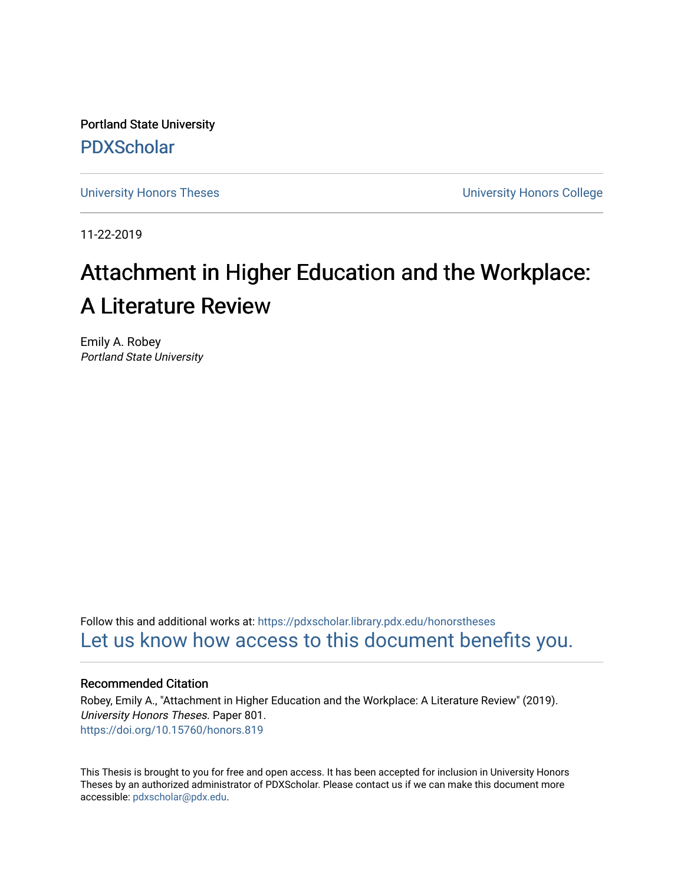Portland State University

PDXScholar

University Honors Theses | University Honors College

11-22-2019

# Attachment in Higher Education and the Workplace: A Literature Review

Emily A. Robey
*Portland State University*

Follow this and additional works at: https://pdxscholar.library.pdx.edu/honorstheses

Let us know how access to this document benefits you.

### Recommended Citation

Robey, Emily A., "Attachment in Higher Education and the Workplace: A Literature Review" (2019). *University Honors Theses.* Paper 801.
https://doi.org/10.15760/honors.819

This Thesis is brought to you for free and open access. It has been accepted for inclusion in University Honors Theses by an authorized administrator of PDXScholar. Please contact us if we can make this document more accessible: pdxscholar@pdx.edu.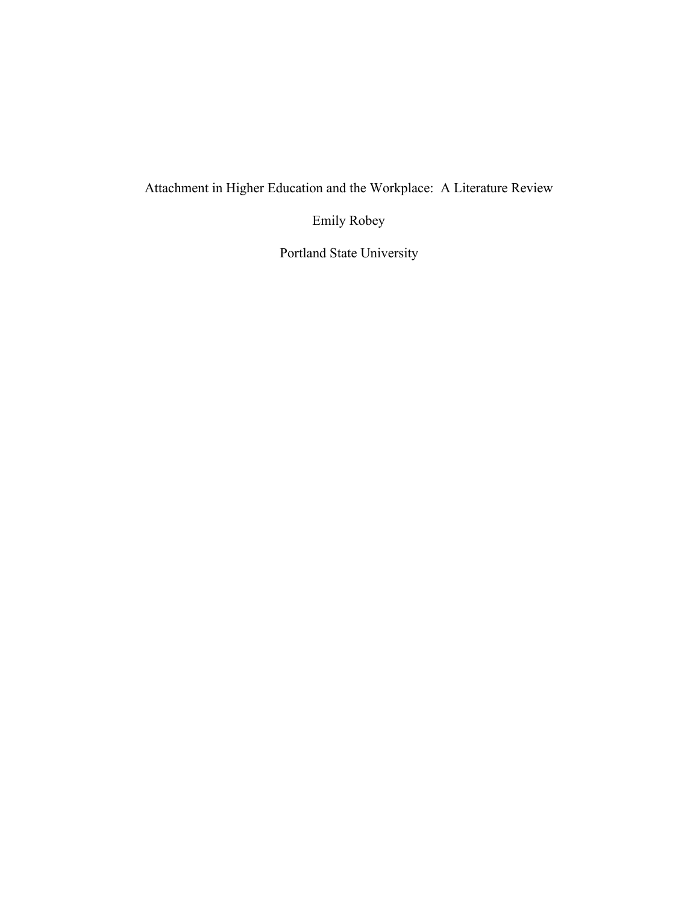# Attachment in Higher Education and the Workplace: A Literature Review

Emily Robey

Portland State University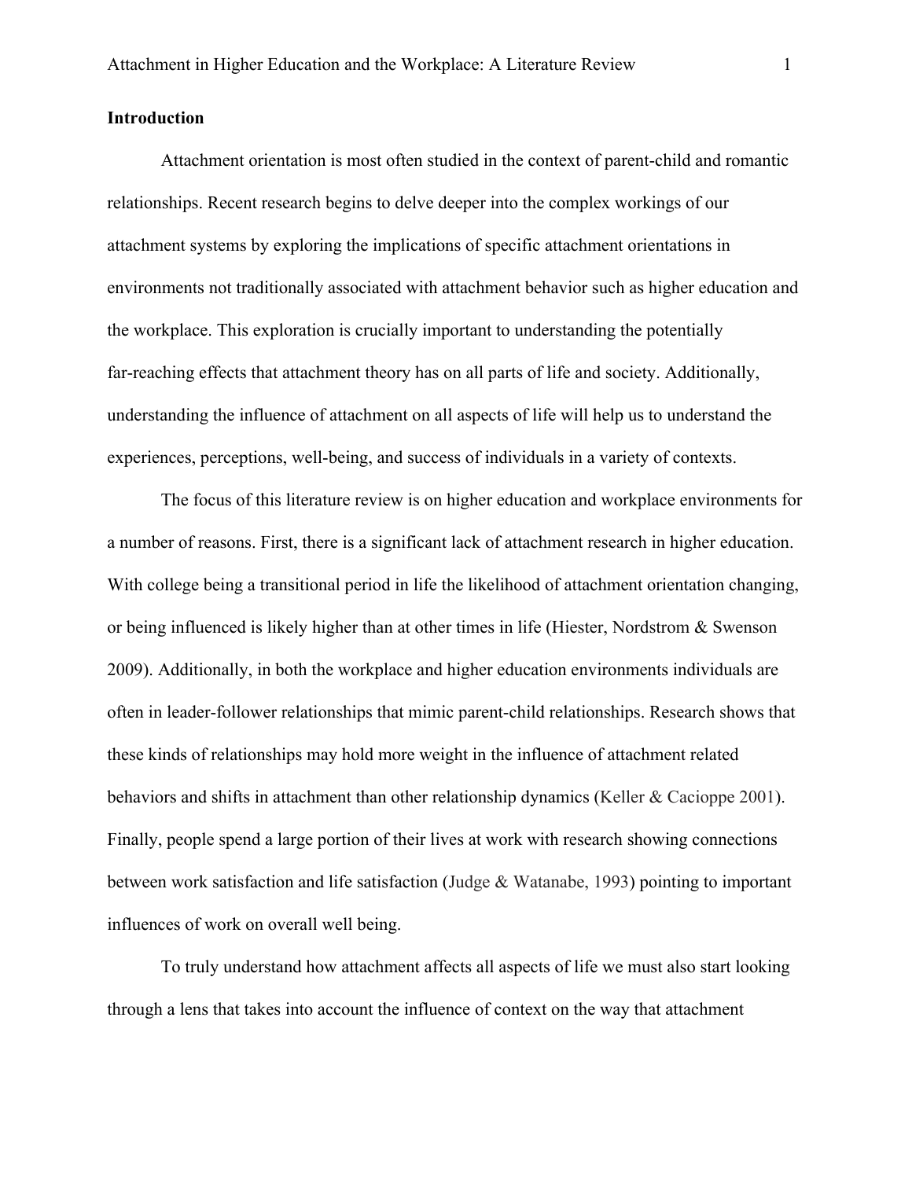## Introduction

Attachment orientation is most often studied in the context of parent-child and romantic relationships. Recent research begins to delve deeper into the complex workings of our attachment systems by exploring the implications of specific attachment orientations in environments not traditionally associated with attachment behavior such as higher education and the workplace. This exploration is crucially important to understanding the potentially far-reaching effects that attachment theory has on all parts of life and society. Additionally, understanding the influence of attachment on all aspects of life will help us to understand the experiences, perceptions, well-being, and success of individuals in a variety of contexts.

The focus of this literature review is on higher education and workplace environments for a number of reasons. First, there is a significant lack of attachment research in higher education. With college being a transitional period in life the likelihood of attachment orientation changing, or being influenced is likely higher than at other times in life (Hiester, Nordstrom & Swenson 2009). Additionally, in both the workplace and higher education environments individuals are often in leader-follower relationships that mimic parent-child relationships. Research shows that these kinds of relationships may hold more weight in the influence of attachment related behaviors and shifts in attachment than other relationship dynamics (Keller & Cacioppe 2001). Finally, people spend a large portion of their lives at work with research showing connections between work satisfaction and life satisfaction (Judge & Watanabe, 1993) pointing to important influences of work on overall well being.

To truly understand how attachment affects all aspects of life we must also start looking through a lens that takes into account the influence of context on the way that attachment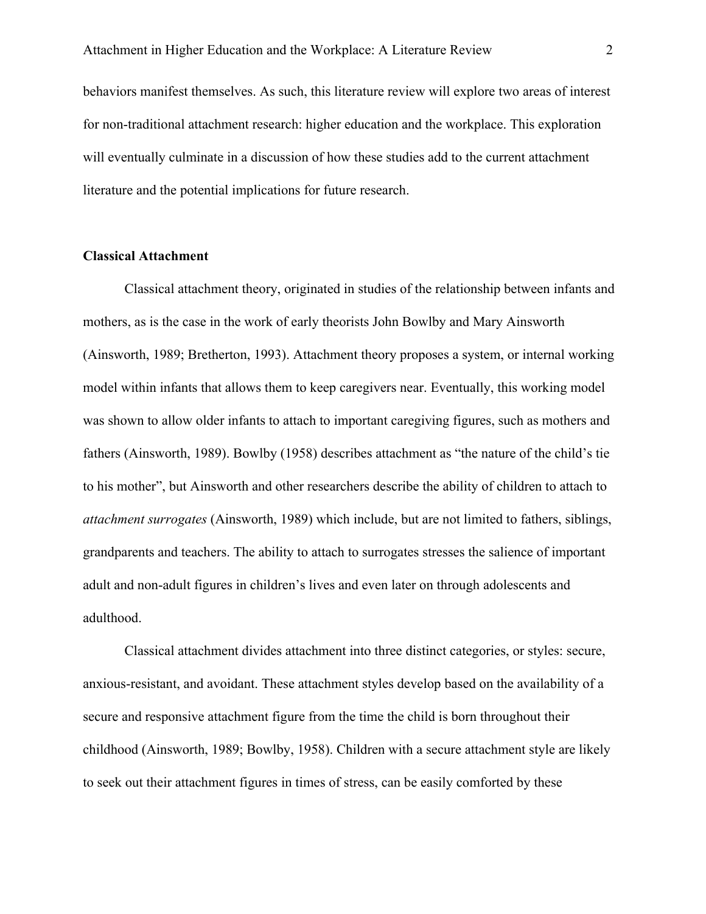behaviors manifest themselves. As such, this literature review will explore two areas of interest for non-traditional attachment research: higher education and the workplace. This exploration will eventually culminate in a discussion of how these studies add to the current attachment literature and the potential implications for future research.

**Classical Attachment**

Classical attachment theory, originated in studies of the relationship between infants and mothers, as is the case in the work of early theorists John Bowlby and Mary Ainsworth (Ainsworth, 1989; Bretherton, 1993). Attachment theory proposes a system, or internal working model within infants that allows them to keep caregivers near. Eventually, this working model was shown to allow older infants to attach to important caregiving figures, such as mothers and fathers (Ainsworth, 1989). Bowlby (1958) describes attachment as "the nature of the child's tie to his mother", but Ainsworth and other researchers describe the ability of children to attach to *attachment surrogates* (Ainsworth, 1989) which include, but are not limited to fathers, siblings, grandparents and teachers. The ability to attach to surrogates stresses the salience of important adult and non-adult figures in children's lives and even later on through adolescents and adulthood.

Classical attachment divides attachment into three distinct categories, or styles: secure, anxious-resistant, and avoidant. These attachment styles develop based on the availability of a secure and responsive attachment figure from the time the child is born throughout their childhood (Ainsworth, 1989; Bowlby, 1958). Children with a secure attachment style are likely to seek out their attachment figures in times of stress, can be easily comforted by these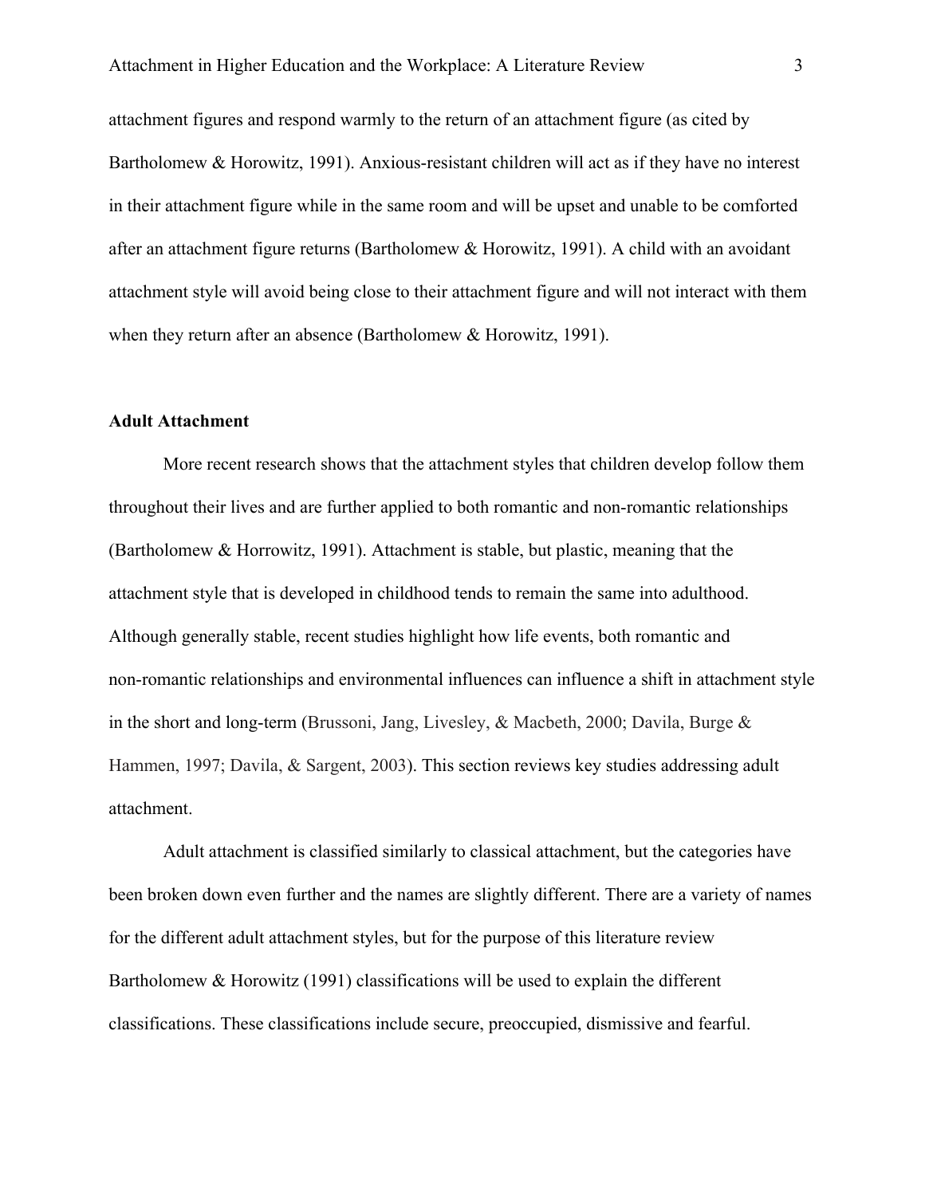attachment figures and respond warmly to the return of an attachment figure (as cited by Bartholomew & Horowitz, 1991). Anxious-resistant children will act as if they have no interest in their attachment figure while in the same room and will be upset and unable to be comforted after an attachment figure returns (Bartholomew & Horowitz, 1991). A child with an avoidant attachment style will avoid being close to their attachment figure and will not interact with them when they return after an absence (Bartholomew & Horowitz, 1991).

### Adult Attachment

More recent research shows that the attachment styles that children develop follow them throughout their lives and are further applied to both romantic and non-romantic relationships (Bartholomew & Horrowitz, 1991). Attachment is stable, but plastic, meaning that the attachment style that is developed in childhood tends to remain the same into adulthood. Although generally stable, recent studies highlight how life events, both romantic and non-romantic relationships and environmental influences can influence a shift in attachment style in the short and long-term (Brussoni, Jang, Livesley, & Macbeth, 2000; Davila, Burge & Hammen, 1997; Davila, & Sargent, 2003). This section reviews key studies addressing adult attachment.

Adult attachment is classified similarly to classical attachment, but the categories have been broken down even further and the names are slightly different. There are a variety of names for the different adult attachment styles, but for the purpose of this literature review Bartholomew & Horowitz (1991) classifications will be used to explain the different classifications. These classifications include secure, preoccupied, dismissive and fearful.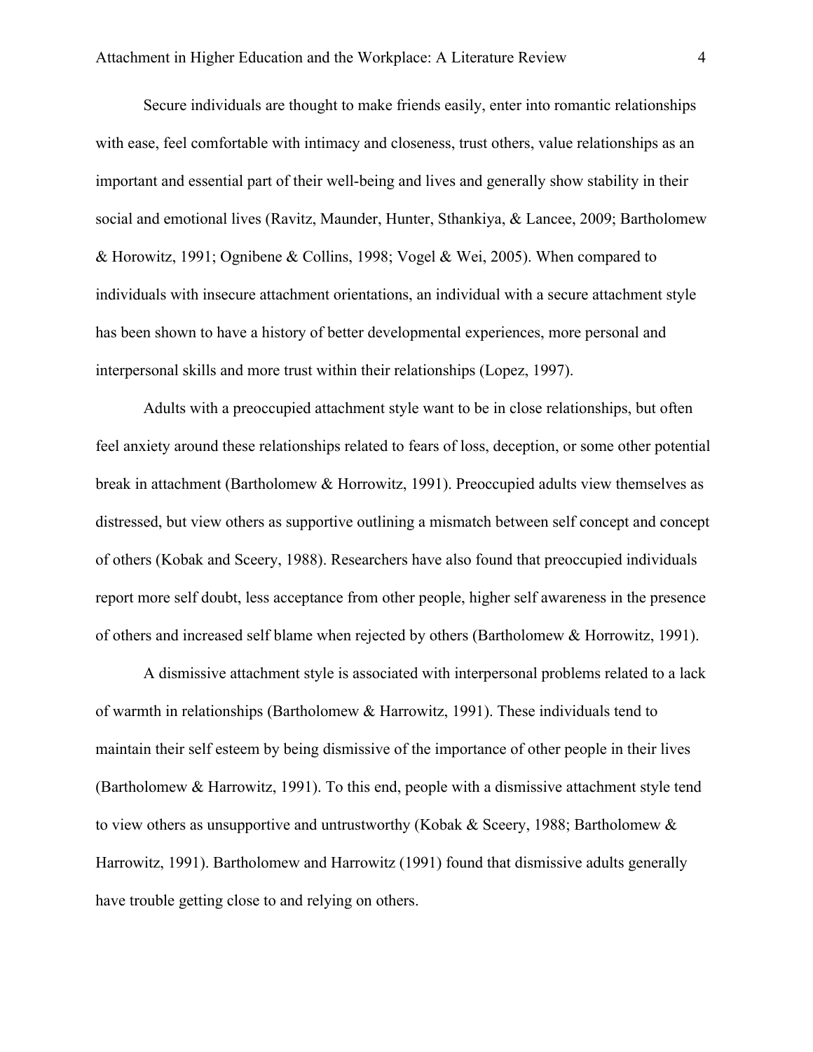Secure individuals are thought to make friends easily, enter into romantic relationships with ease, feel comfortable with intimacy and closeness, trust others, value relationships as an important and essential part of their well-being and lives and generally show stability in their social and emotional lives (Ravitz, Maunder, Hunter, Sthankiya, & Lancee, 2009; Bartholomew & Horowitz, 1991; Ognibene & Collins, 1998; Vogel & Wei, 2005). When compared to individuals with insecure attachment orientations, an individual with a secure attachment style has been shown to have a history of better developmental experiences, more personal and interpersonal skills and more trust within their relationships (Lopez, 1997).

Adults with a preoccupied attachment style want to be in close relationships, but often feel anxiety around these relationships related to fears of loss, deception, or some other potential break in attachment (Bartholomew & Horrowitz, 1991). Preoccupied adults view themselves as distressed, but view others as supportive outlining a mismatch between self concept and concept of others (Kobak and Sceery, 1988). Researchers have also found that preoccupied individuals report more self doubt, less acceptance from other people, higher self awareness in the presence of others and increased self blame when rejected by others (Bartholomew & Horrowitz, 1991).

A dismissive attachment style is associated with interpersonal problems related to a lack of warmth in relationships (Bartholomew & Harrowitz, 1991). These individuals tend to maintain their self esteem by being dismissive of the importance of other people in their lives (Bartholomew & Harrowitz, 1991). To this end, people with a dismissive attachment style tend to view others as unsupportive and untrustworthy (Kobak & Sceery, 1988; Bartholomew & Harrowitz, 1991). Bartholomew and Harrowitz (1991) found that dismissive adults generally have trouble getting close to and relying on others.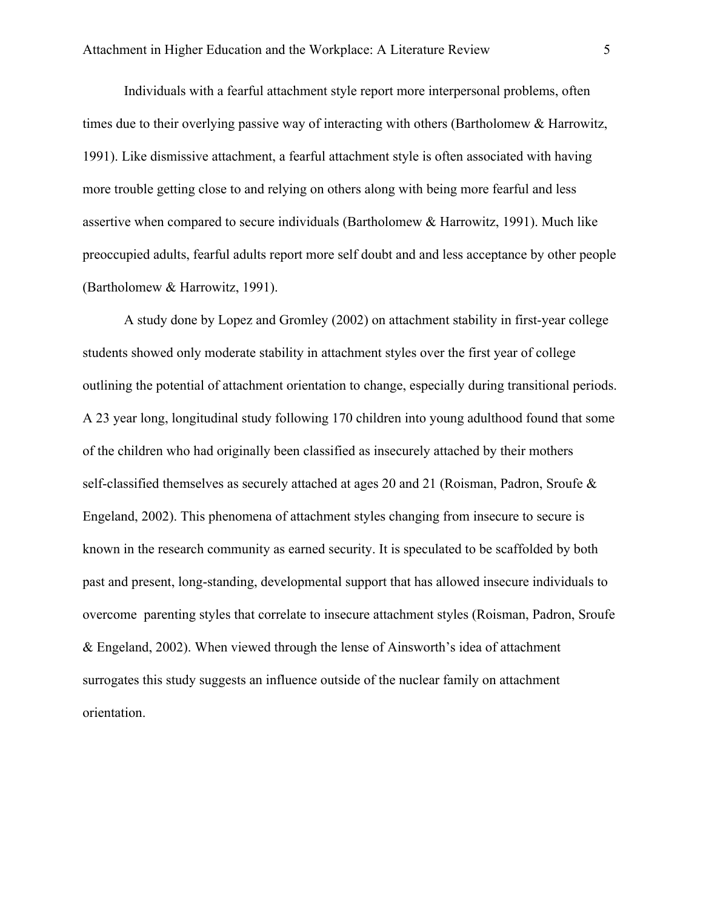Individuals with a fearful attachment style report more interpersonal problems, often times due to their overlying passive way of interacting with others (Bartholomew & Harrowitz, 1991). Like dismissive attachment, a fearful attachment style is often associated with having more trouble getting close to and relying on others along with being more fearful and less assertive when compared to secure individuals (Bartholomew & Harrowitz, 1991). Much like preoccupied adults, fearful adults report more self doubt and and less acceptance by other people (Bartholomew & Harrowitz, 1991).

A study done by Lopez and Gromley (2002) on attachment stability in first-year college students showed only moderate stability in attachment styles over the first year of college outlining the potential of attachment orientation to change, especially during transitional periods. A 23 year long, longitudinal study following 170 children into young adulthood found that some of the children who had originally been classified as insecurely attached by their mothers self-classified themselves as securely attached at ages 20 and 21 (Roisman, Padron, Sroufe & Engeland, 2002). This phenomena of attachment styles changing from insecure to secure is known in the research community as earned security. It is speculated to be scaffolded by both past and present, long-standing, developmental support that has allowed insecure individuals to overcome parenting styles that correlate to insecure attachment styles (Roisman, Padron, Sroufe & Engeland, 2002). When viewed through the lense of Ainsworth's idea of attachment surrogates this study suggests an influence outside of the nuclear family on attachment orientation.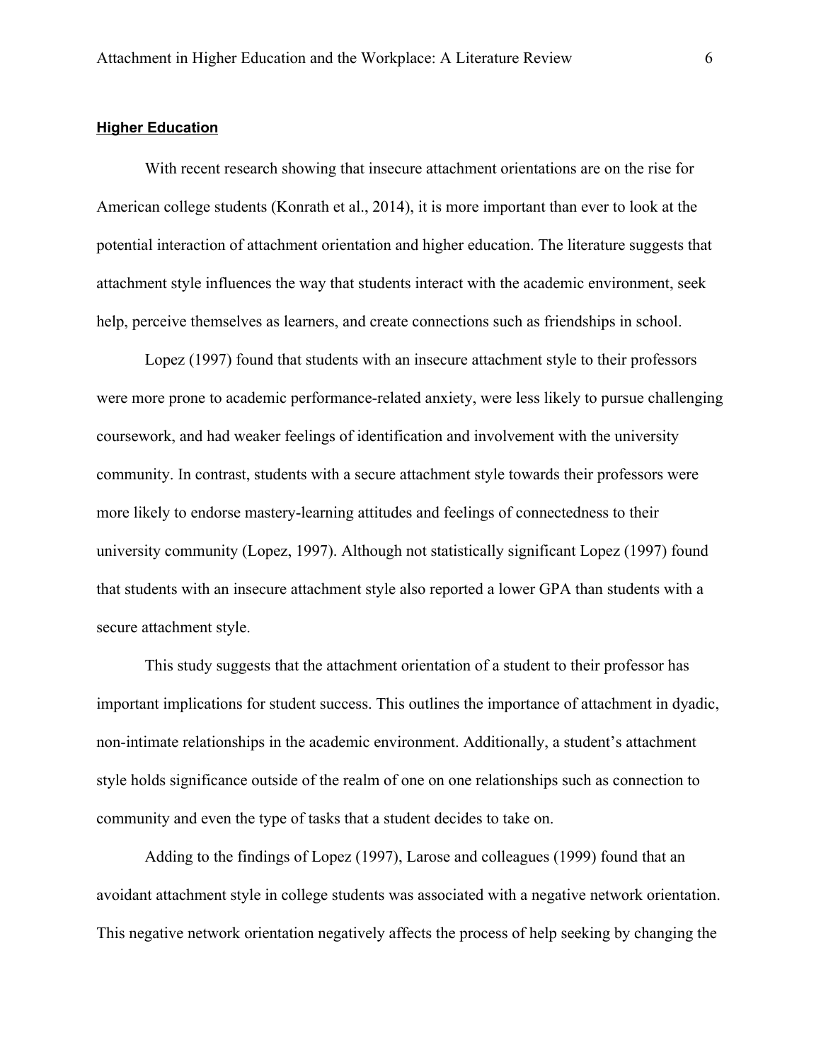**Higher Education**

With recent research showing that insecure attachment orientations are on the rise for American college students (Konrath et al., 2014), it is more important than ever to look at the potential interaction of attachment orientation and higher education. The literature suggests that attachment style influences the way that students interact with the academic environment, seek help, perceive themselves as learners, and create connections such as friendships in school.

Lopez (1997) found that students with an insecure attachment style to their professors were more prone to academic performance-related anxiety, were less likely to pursue challenging coursework, and had weaker feelings of identification and involvement with the university community. In contrast, students with a secure attachment style towards their professors were more likely to endorse mastery-learning attitudes and feelings of connectedness to their university community (Lopez, 1997). Although not statistically significant Lopez (1997) found that students with an insecure attachment style also reported a lower GPA than students with a secure attachment style.

This study suggests that the attachment orientation of a student to their professor has important implications for student success. This outlines the importance of attachment in dyadic, non-intimate relationships in the academic environment. Additionally, a student's attachment style holds significance outside of the realm of one on one relationships such as connection to community and even the type of tasks that a student decides to take on.

Adding to the findings of Lopez (1997), Larose and colleagues (1999) found that an avoidant attachment style in college students was associated with a negative network orientation. This negative network orientation negatively affects the process of help seeking by changing the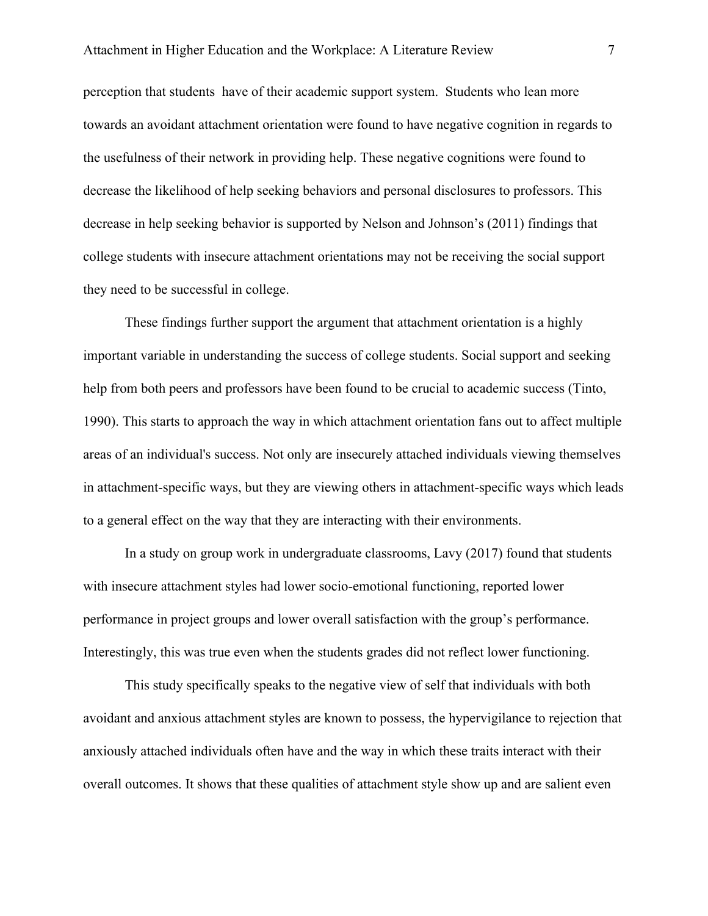perception that students have of their academic support system. Students who lean more towards an avoidant attachment orientation were found to have negative cognition in regards to the usefulness of their network in providing help. These negative cognitions were found to decrease the likelihood of help seeking behaviors and personal disclosures to professors. This decrease in help seeking behavior is supported by Nelson and Johnson's (2011) findings that college students with insecure attachment orientations may not be receiving the social support they need to be successful in college.

These findings further support the argument that attachment orientation is a highly important variable in understanding the success of college students. Social support and seeking help from both peers and professors have been found to be crucial to academic success (Tinto, 1990). This starts to approach the way in which attachment orientation fans out to affect multiple areas of an individual's success. Not only are insecurely attached individuals viewing themselves in attachment-specific ways, but they are viewing others in attachment-specific ways which leads to a general effect on the way that they are interacting with their environments.

In a study on group work in undergraduate classrooms, Lavy (2017) found that students with insecure attachment styles had lower socio-emotional functioning, reported lower performance in project groups and lower overall satisfaction with the group's performance. Interestingly, this was true even when the students grades did not reflect lower functioning.

This study specifically speaks to the negative view of self that individuals with both avoidant and anxious attachment styles are known to possess, the hypervigilance to rejection that anxiously attached individuals often have and the way in which these traits interact with their overall outcomes. It shows that these qualities of attachment style show up and are salient even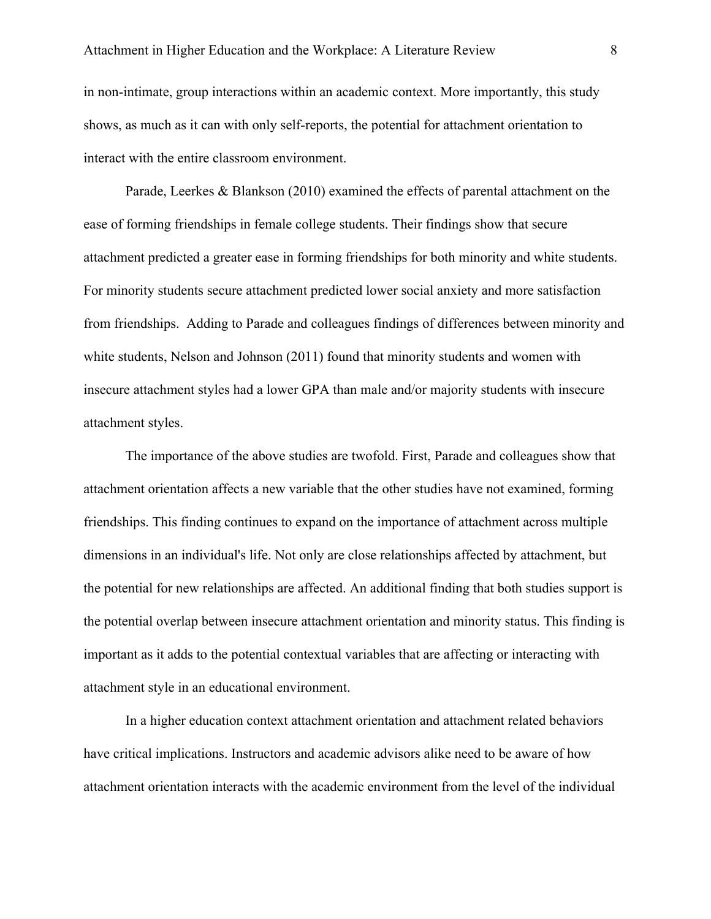in non-intimate, group interactions within an academic context. More importantly, this study shows, as much as it can with only self-reports, the potential for attachment orientation to interact with the entire classroom environment.

Parade, Leerkes & Blankson (2010) examined the effects of parental attachment on the ease of forming friendships in female college students. Their findings show that secure attachment predicted a greater ease in forming friendships for both minority and white students. For minority students secure attachment predicted lower social anxiety and more satisfaction from friendships. Adding to Parade and colleagues findings of differences between minority and white students, Nelson and Johnson (2011) found that minority students and women with insecure attachment styles had a lower GPA than male and/or majority students with insecure attachment styles.

The importance of the above studies are twofold. First, Parade and colleagues show that attachment orientation affects a new variable that the other studies have not examined, forming friendships. This finding continues to expand on the importance of attachment across multiple dimensions in an individual's life. Not only are close relationships affected by attachment, but the potential for new relationships are affected. An additional finding that both studies support is the potential overlap between insecure attachment orientation and minority status. This finding is important as it adds to the potential contextual variables that are affecting or interacting with attachment style in an educational environment.

In a higher education context attachment orientation and attachment related behaviors have critical implications. Instructors and academic advisors alike need to be aware of how attachment orientation interacts with the academic environment from the level of the individual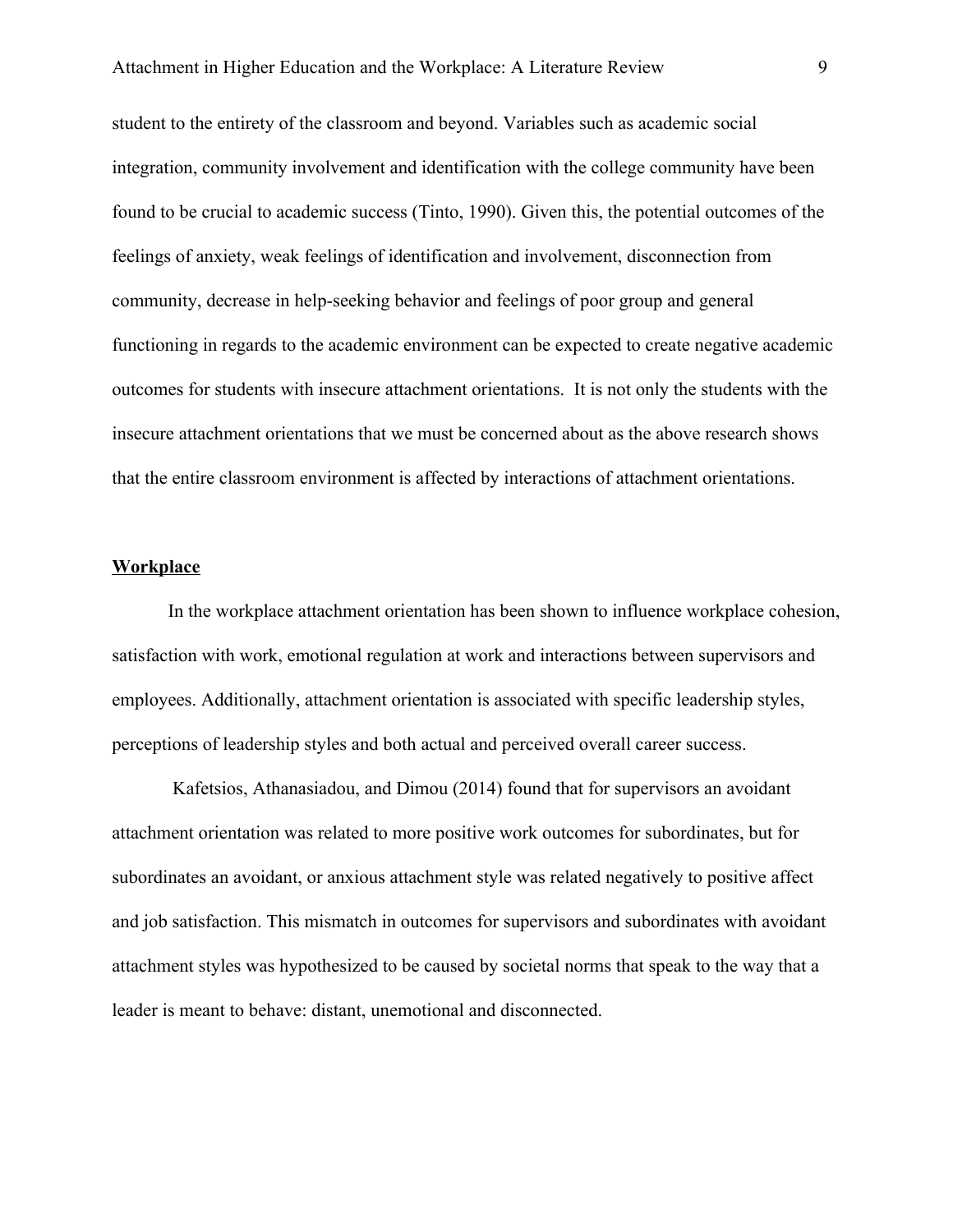student to the entirety of the classroom and beyond. Variables such as academic social integration, community involvement and identification with the college community have been found to be crucial to academic success (Tinto, 1990). Given this, the potential outcomes of the feelings of anxiety, weak feelings of identification and involvement, disconnection from community, decrease in help-seeking behavior and feelings of poor group and general functioning in regards to the academic environment can be expected to create negative academic outcomes for students with insecure attachment orientations. It is not only the students with the insecure attachment orientations that we must be concerned about as the above research shows that the entire classroom environment is affected by interactions of attachment orientations.

## <u>Workplace</u>

In the workplace attachment orientation has been shown to influence workplace cohesion, satisfaction with work, emotional regulation at work and interactions between supervisors and employees. Additionally, attachment orientation is associated with specific leadership styles, perceptions of leadership styles and both actual and perceived overall career success.

Kafetsios, Athanasiadou, and Dimou (2014) found that for supervisors an avoidant attachment orientation was related to more positive work outcomes for subordinates, but for subordinates an avoidant, or anxious attachment style was related negatively to positive affect and job satisfaction. This mismatch in outcomes for supervisors and subordinates with avoidant attachment styles was hypothesized to be caused by societal norms that speak to the way that a leader is meant to behave: distant, unemotional and disconnected.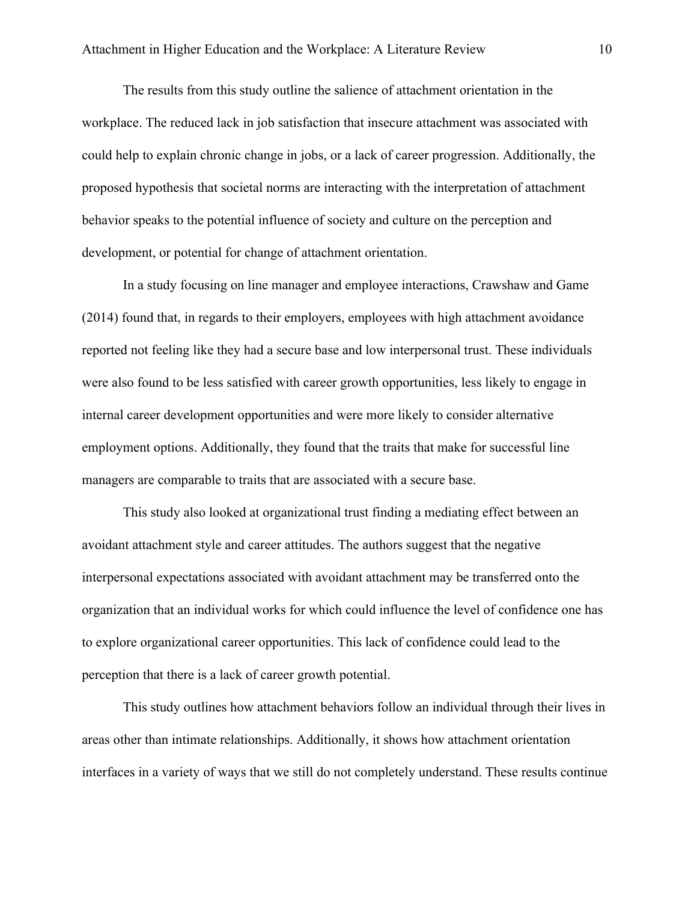The results from this study outline the salience of attachment orientation in the workplace. The reduced lack in job satisfaction that insecure attachment was associated with could help to explain chronic change in jobs, or a lack of career progression. Additionally, the proposed hypothesis that societal norms are interacting with the interpretation of attachment behavior speaks to the potential influence of society and culture on the perception and development, or potential for change of attachment orientation.

In a study focusing on line manager and employee interactions, Crawshaw and Game (2014) found that, in regards to their employers, employees with high attachment avoidance reported not feeling like they had a secure base and low interpersonal trust. These individuals were also found to be less satisfied with career growth opportunities, less likely to engage in internal career development opportunities and were more likely to consider alternative employment options. Additionally, they found that the traits that make for successful line managers are comparable to traits that are associated with a secure base.

This study also looked at organizational trust finding a mediating effect between an avoidant attachment style and career attitudes. The authors suggest that the negative interpersonal expectations associated with avoidant attachment may be transferred onto the organization that an individual works for which could influence the level of confidence one has to explore organizational career opportunities. This lack of confidence could lead to the perception that there is a lack of career growth potential.

This study outlines how attachment behaviors follow an individual through their lives in areas other than intimate relationships. Additionally, it shows how attachment orientation interfaces in a variety of ways that we still do not completely understand. These results continue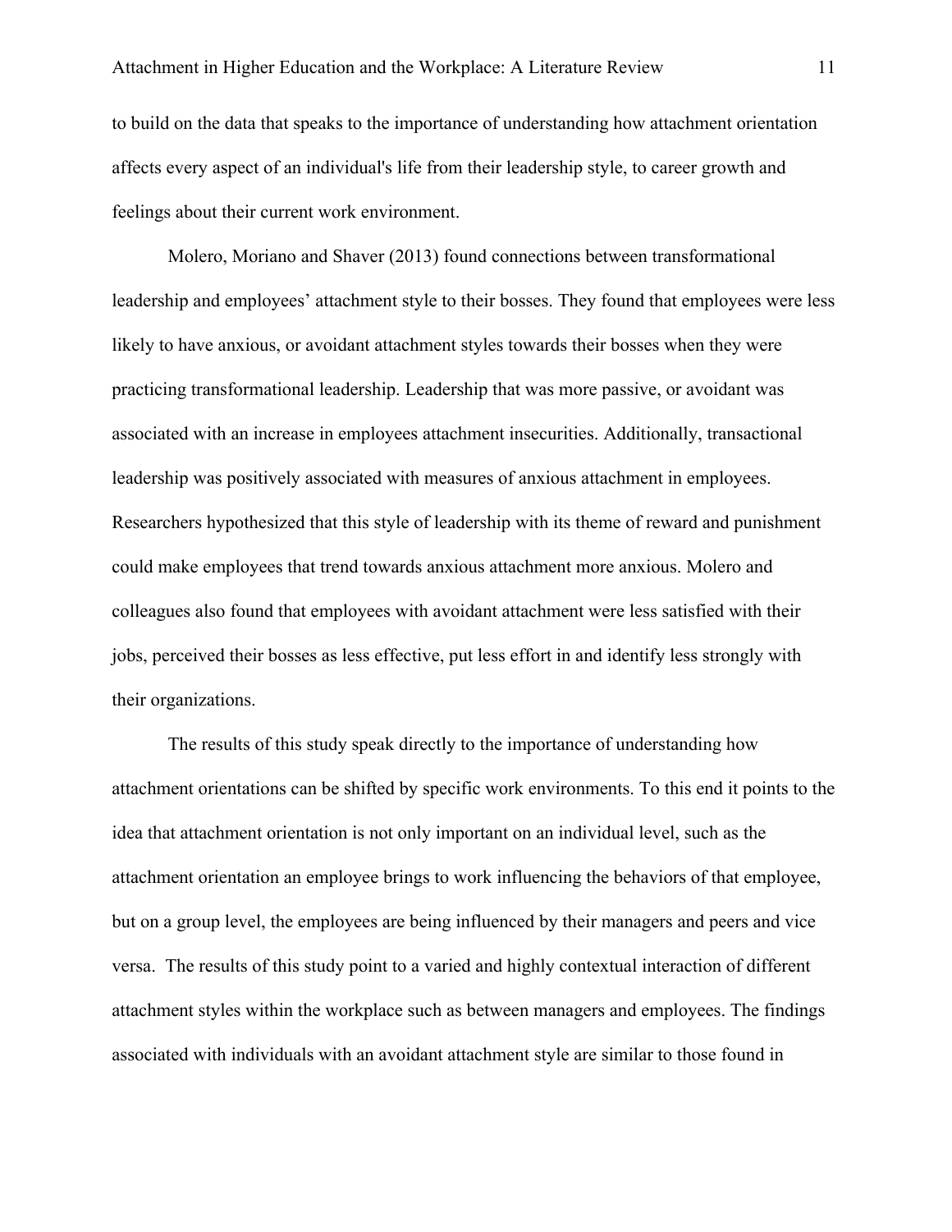to build on the data that speaks to the importance of understanding how attachment orientation affects every aspect of an individual's life from their leadership style, to career growth and feelings about their current work environment.

Molero, Moriano and Shaver (2013) found connections between transformational leadership and employees' attachment style to their bosses. They found that employees were less likely to have anxious, or avoidant attachment styles towards their bosses when they were practicing transformational leadership. Leadership that was more passive, or avoidant was associated with an increase in employees attachment insecurities. Additionally, transactional leadership was positively associated with measures of anxious attachment in employees. Researchers hypothesized that this style of leadership with its theme of reward and punishment could make employees that trend towards anxious attachment more anxious. Molero and colleagues also found that employees with avoidant attachment were less satisfied with their jobs, perceived their bosses as less effective, put less effort in and identify less strongly with their organizations.

The results of this study speak directly to the importance of understanding how attachment orientations can be shifted by specific work environments. To this end it points to the idea that attachment orientation is not only important on an individual level, such as the attachment orientation an employee brings to work influencing the behaviors of that employee, but on a group level, the employees are being influenced by their managers and peers and vice versa. The results of this study point to a varied and highly contextual interaction of different attachment styles within the workplace such as between managers and employees. The findings associated with individuals with an avoidant attachment style are similar to those found in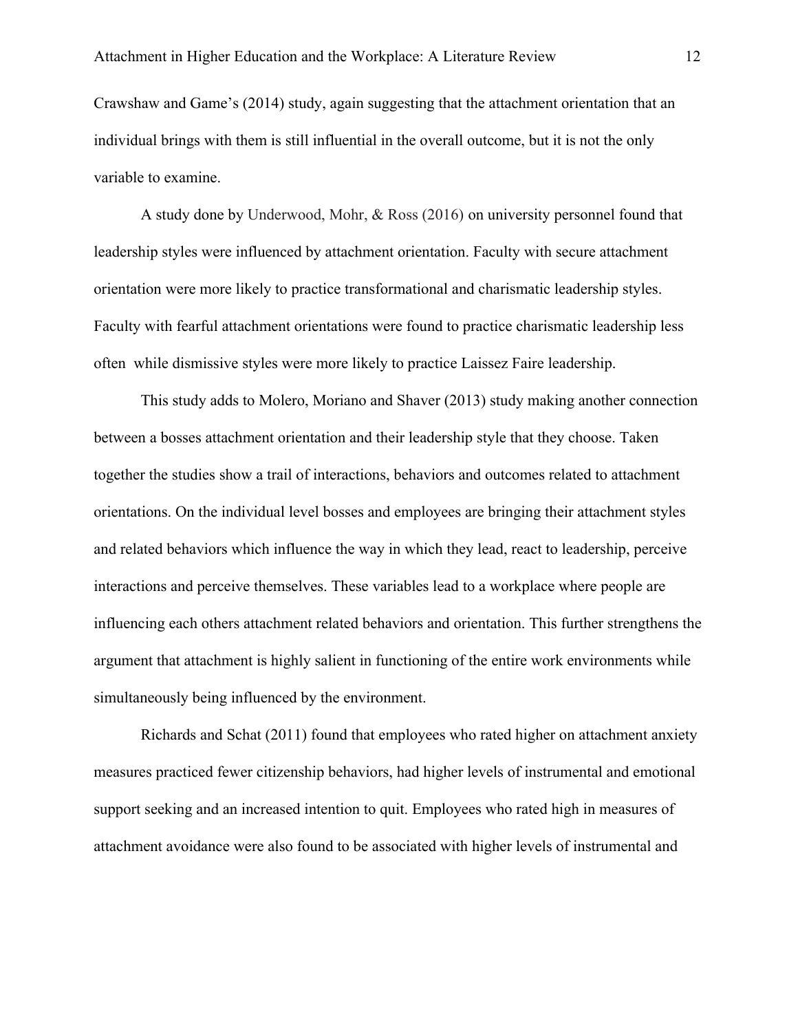Crawshaw and Game's (2014) study, again suggesting that the attachment orientation that an individual brings with them is still influential in the overall outcome, but it is not the only variable to examine.

A study done by Underwood, Mohr, & Ross (2016) on university personnel found that leadership styles were influenced by attachment orientation. Faculty with secure attachment orientation were more likely to practice transformational and charismatic leadership styles. Faculty with fearful attachment orientations were found to practice charismatic leadership less often while dismissive styles were more likely to practice Laissez Faire leadership.

This study adds to Molero, Moriano and Shaver (2013) study making another connection between a bosses attachment orientation and their leadership style that they choose. Taken together the studies show a trail of interactions, behaviors and outcomes related to attachment orientations. On the individual level bosses and employees are bringing their attachment styles and related behaviors which influence the way in which they lead, react to leadership, perceive interactions and perceive themselves. These variables lead to a workplace where people are influencing each others attachment related behaviors and orientation. This further strengthens the argument that attachment is highly salient in functioning of the entire work environments while simultaneously being influenced by the environment.

Richards and Schat (2011) found that employees who rated higher on attachment anxiety measures practiced fewer citizenship behaviors, had higher levels of instrumental and emotional support seeking and an increased intention to quit. Employees who rated high in measures of attachment avoidance were also found to be associated with higher levels of instrumental and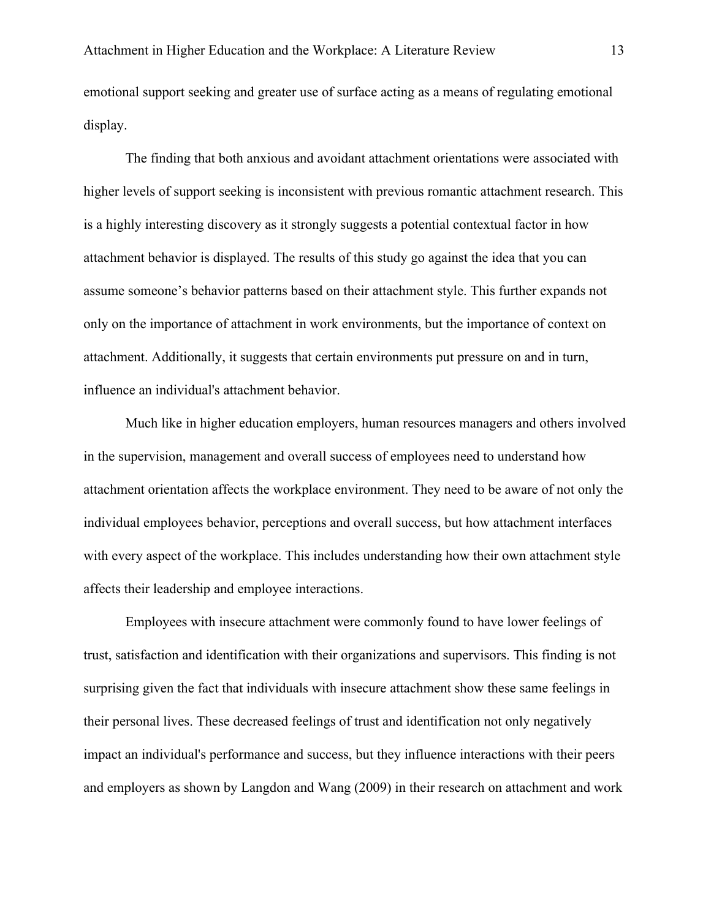emotional support seeking and greater use of surface acting as a means of regulating emotional display.

The finding that both anxious and avoidant attachment orientations were associated with higher levels of support seeking is inconsistent with previous romantic attachment research. This is a highly interesting discovery as it strongly suggests a potential contextual factor in how attachment behavior is displayed. The results of this study go against the idea that you can assume someone's behavior patterns based on their attachment style. This further expands not only on the importance of attachment in work environments, but the importance of context on attachment. Additionally, it suggests that certain environments put pressure on and in turn, influence an individual's attachment behavior.

Much like in higher education employers, human resources managers and others involved in the supervision, management and overall success of employees need to understand how attachment orientation affects the workplace environment. They need to be aware of not only the individual employees behavior, perceptions and overall success, but how attachment interfaces with every aspect of the workplace. This includes understanding how their own attachment style affects their leadership and employee interactions.

Employees with insecure attachment were commonly found to have lower feelings of trust, satisfaction and identification with their organizations and supervisors. This finding is not surprising given the fact that individuals with insecure attachment show these same feelings in their personal lives. These decreased feelings of trust and identification not only negatively impact an individual's performance and success, but they influence interactions with their peers and employers as shown by Langdon and Wang (2009) in their research on attachment and work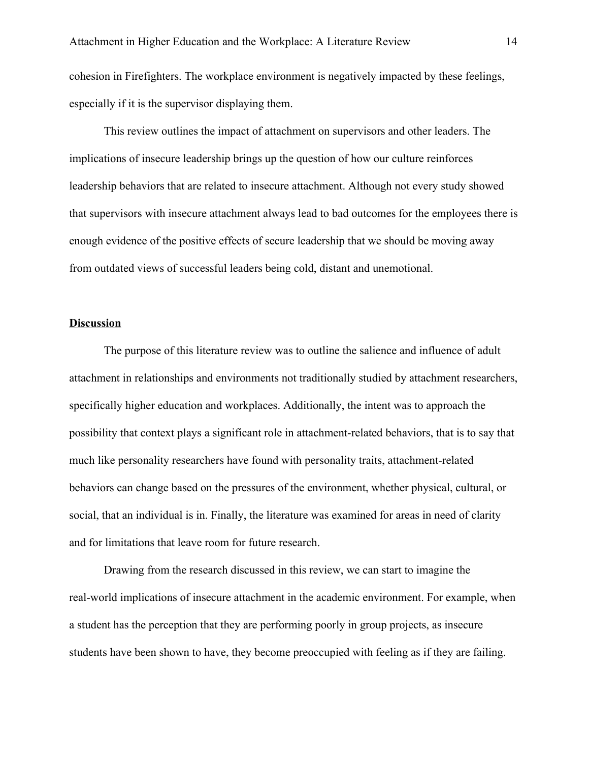cohesion in Firefighters. The workplace environment is negatively impacted by these feelings, especially if it is the supervisor displaying them.

This review outlines the impact of attachment on supervisors and other leaders. The implications of insecure leadership brings up the question of how our culture reinforces leadership behaviors that are related to insecure attachment. Although not every study showed that supervisors with insecure attachment always lead to bad outcomes for the employees there is enough evidence of the positive effects of secure leadership that we should be moving away from outdated views of successful leaders being cold, distant and unemotional.

## Discussion

The purpose of this literature review was to outline the salience and influence of adult attachment in relationships and environments not traditionally studied by attachment researchers, specifically higher education and workplaces. Additionally, the intent was to approach the possibility that context plays a significant role in attachment-related behaviors, that is to say that much like personality researchers have found with personality traits, attachment-related behaviors can change based on the pressures of the environment, whether physical, cultural, or social, that an individual is in. Finally, the literature was examined for areas in need of clarity and for limitations that leave room for future research.

Drawing from the research discussed in this review, we can start to imagine the real-world implications of insecure attachment in the academic environment. For example, when a student has the perception that they are performing poorly in group projects, as insecure students have been shown to have, they become preoccupied with feeling as if they are failing.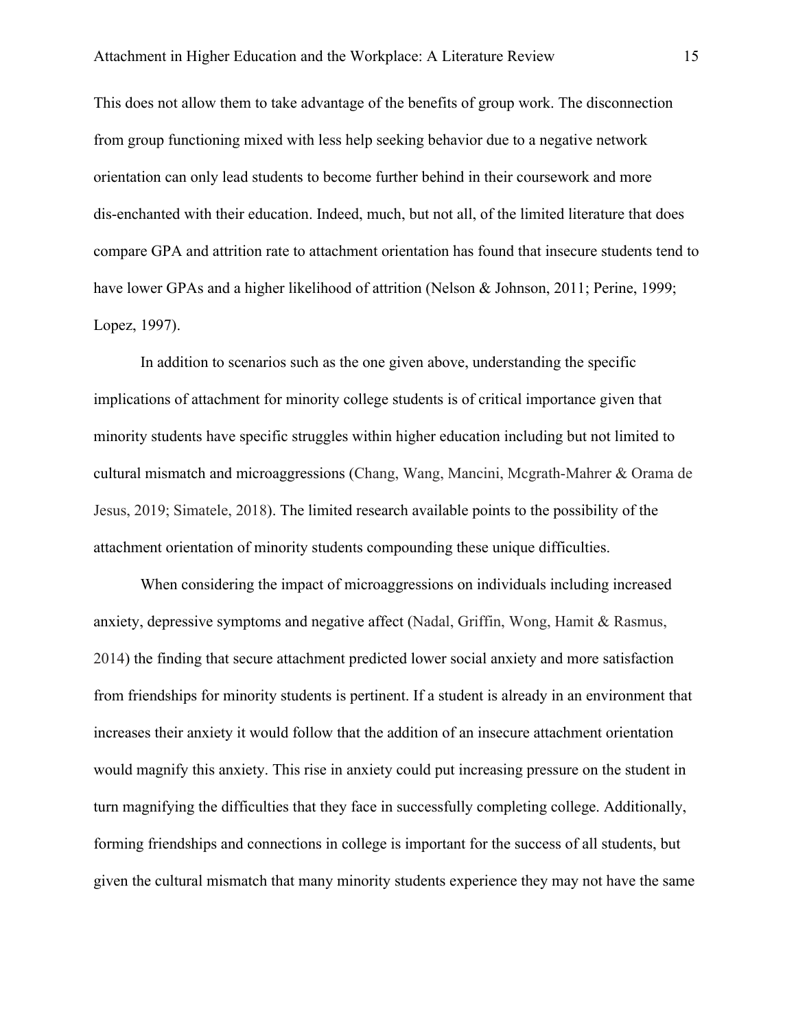This does not allow them to take advantage of the benefits of group work. The disconnection from group functioning mixed with less help seeking behavior due to a negative network orientation can only lead students to become further behind in their coursework and more dis-enchanted with their education. Indeed, much, but not all, of the limited literature that does compare GPA and attrition rate to attachment orientation has found that insecure students tend to have lower GPAs and a higher likelihood of attrition (Nelson & Johnson, 2011; Perine, 1999; Lopez, 1997).

In addition to scenarios such as the one given above, understanding the specific implications of attachment for minority college students is of critical importance given that minority students have specific struggles within higher education including but not limited to cultural mismatch and microaggressions (Chang, Wang, Mancini, Mcgrath-Mahrer & Orama de Jesus, 2019; Simatele, 2018). The limited research available points to the possibility of the attachment orientation of minority students compounding these unique difficulties.

When considering the impact of microaggressions on individuals including increased anxiety, depressive symptoms and negative affect (Nadal, Griffin, Wong, Hamit & Rasmus, 2014) the finding that secure attachment predicted lower social anxiety and more satisfaction from friendships for minority students is pertinent. If a student is already in an environment that increases their anxiety it would follow that the addition of an insecure attachment orientation would magnify this anxiety. This rise in anxiety could put increasing pressure on the student in turn magnifying the difficulties that they face in successfully completing college. Additionally, forming friendships and connections in college is important for the success of all students, but given the cultural mismatch that many minority students experience they may not have the same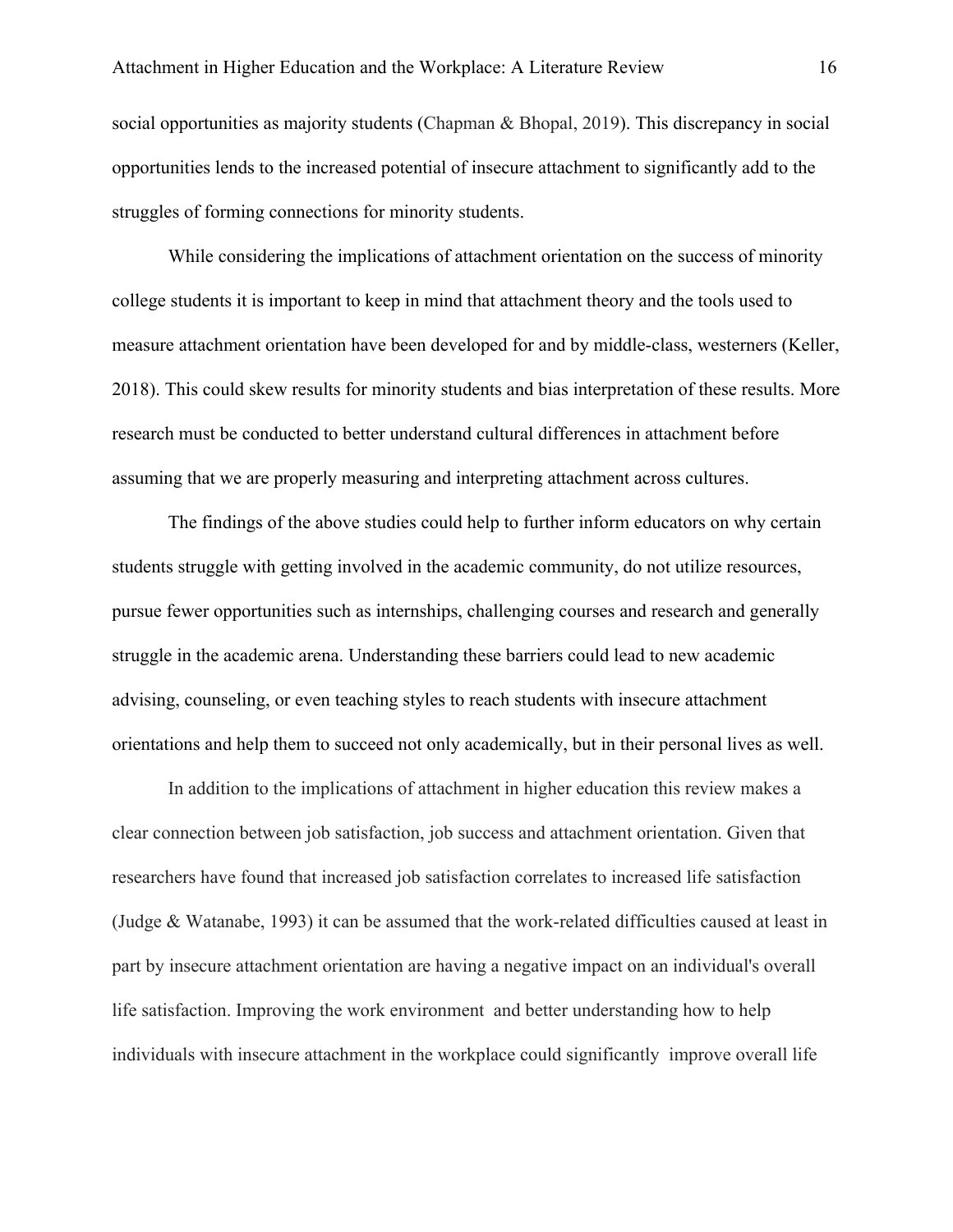social opportunities as majority students (Chapman & Bhopal, 2019). This discrepancy in social opportunities lends to the increased potential of insecure attachment to significantly add to the struggles of forming connections for minority students.

While considering the implications of attachment orientation on the success of minority college students it is important to keep in mind that attachment theory and the tools used to measure attachment orientation have been developed for and by middle-class, westerners (Keller, 2018). This could skew results for minority students and bias interpretation of these results. More research must be conducted to better understand cultural differences in attachment before assuming that we are properly measuring and interpreting attachment across cultures.

The findings of the above studies could help to further inform educators on why certain students struggle with getting involved in the academic community, do not utilize resources, pursue fewer opportunities such as internships, challenging courses and research and generally struggle in the academic arena. Understanding these barriers could lead to new academic advising, counseling, or even teaching styles to reach students with insecure attachment orientations and help them to succeed not only academically, but in their personal lives as well.

In addition to the implications of attachment in higher education this review makes a clear connection between job satisfaction, job success and attachment orientation. Given that researchers have found that increased job satisfaction correlates to increased life satisfaction (Judge & Watanabe, 1993) it can be assumed that the work-related difficulties caused at least in part by insecure attachment orientation are having a negative impact on an individual's overall life satisfaction. Improving the work environment and better understanding how to help individuals with insecure attachment in the workplace could significantly improve overall life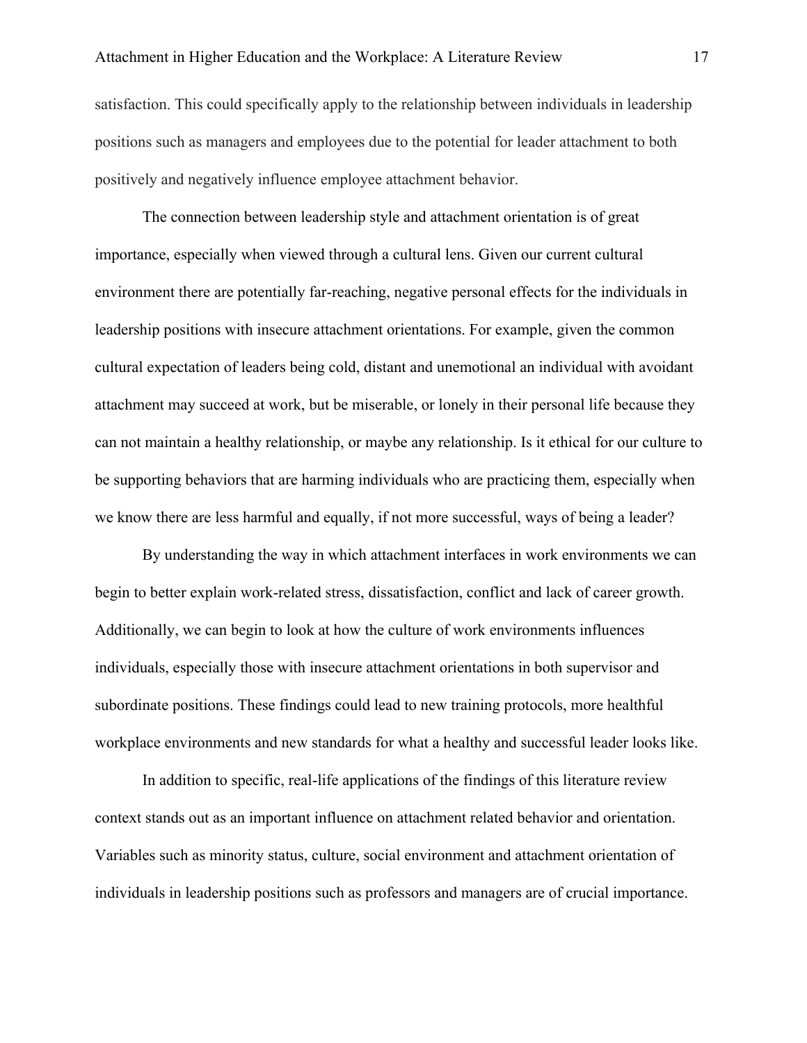satisfaction. This could specifically apply to the relationship between individuals in leadership positions such as managers and employees due to the potential for leader attachment to both positively and negatively influence employee attachment behavior.

The connection between leadership style and attachment orientation is of great importance, especially when viewed through a cultural lens. Given our current cultural environment there are potentially far-reaching, negative personal effects for the individuals in leadership positions with insecure attachment orientations. For example, given the common cultural expectation of leaders being cold, distant and unemotional an individual with avoidant attachment may succeed at work, but be miserable, or lonely in their personal life because they can not maintain a healthy relationship, or maybe any relationship. Is it ethical for our culture to be supporting behaviors that are harming individuals who are practicing them, especially when we know there are less harmful and equally, if not more successful, ways of being a leader?

By understanding the way in which attachment interfaces in work environments we can begin to better explain work-related stress, dissatisfaction, conflict and lack of career growth. Additionally, we can begin to look at how the culture of work environments influences individuals, especially those with insecure attachment orientations in both supervisor and subordinate positions. These findings could lead to new training protocols, more healthful workplace environments and new standards for what a healthy and successful leader looks like.

In addition to specific, real-life applications of the findings of this literature review context stands out as an important influence on attachment related behavior and orientation. Variables such as minority status, culture, social environment and attachment orientation of individuals in leadership positions such as professors and managers are of crucial importance.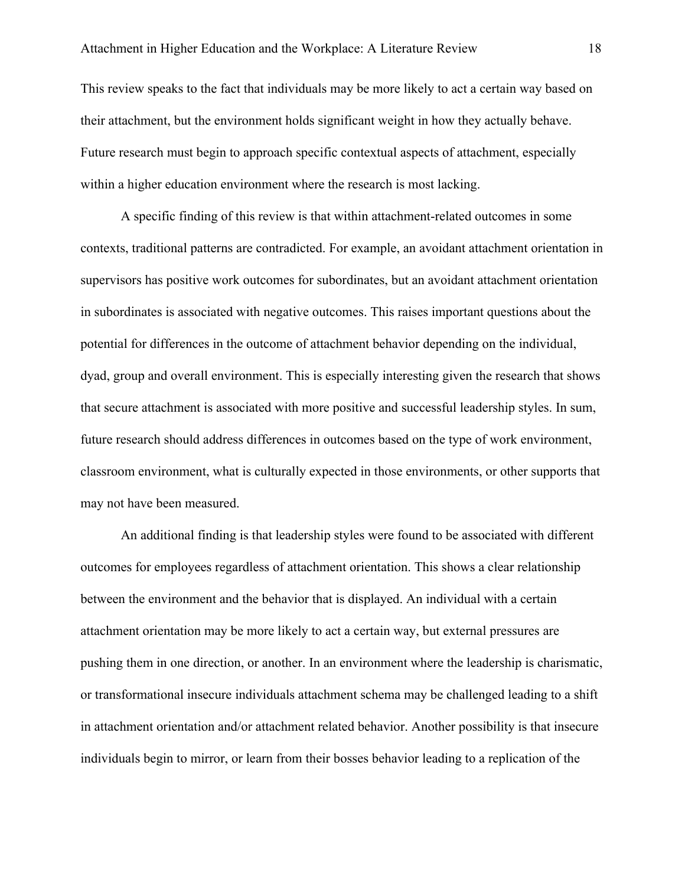This review speaks to the fact that individuals may be more likely to act a certain way based on their attachment, but the environment holds significant weight in how they actually behave. Future research must begin to approach specific contextual aspects of attachment, especially within a higher education environment where the research is most lacking.

A specific finding of this review is that within attachment-related outcomes in some contexts, traditional patterns are contradicted. For example, an avoidant attachment orientation in supervisors has positive work outcomes for subordinates, but an avoidant attachment orientation in subordinates is associated with negative outcomes. This raises important questions about the potential for differences in the outcome of attachment behavior depending on the individual, dyad, group and overall environment. This is especially interesting given the research that shows that secure attachment is associated with more positive and successful leadership styles. In sum, future research should address differences in outcomes based on the type of work environment, classroom environment, what is culturally expected in those environments, or other supports that may not have been measured.

An additional finding is that leadership styles were found to be associated with different outcomes for employees regardless of attachment orientation. This shows a clear relationship between the environment and the behavior that is displayed. An individual with a certain attachment orientation may be more likely to act a certain way, but external pressures are pushing them in one direction, or another. In an environment where the leadership is charismatic, or transformational insecure individuals attachment schema may be challenged leading to a shift in attachment orientation and/or attachment related behavior. Another possibility is that insecure individuals begin to mirror, or learn from their bosses behavior leading to a replication of the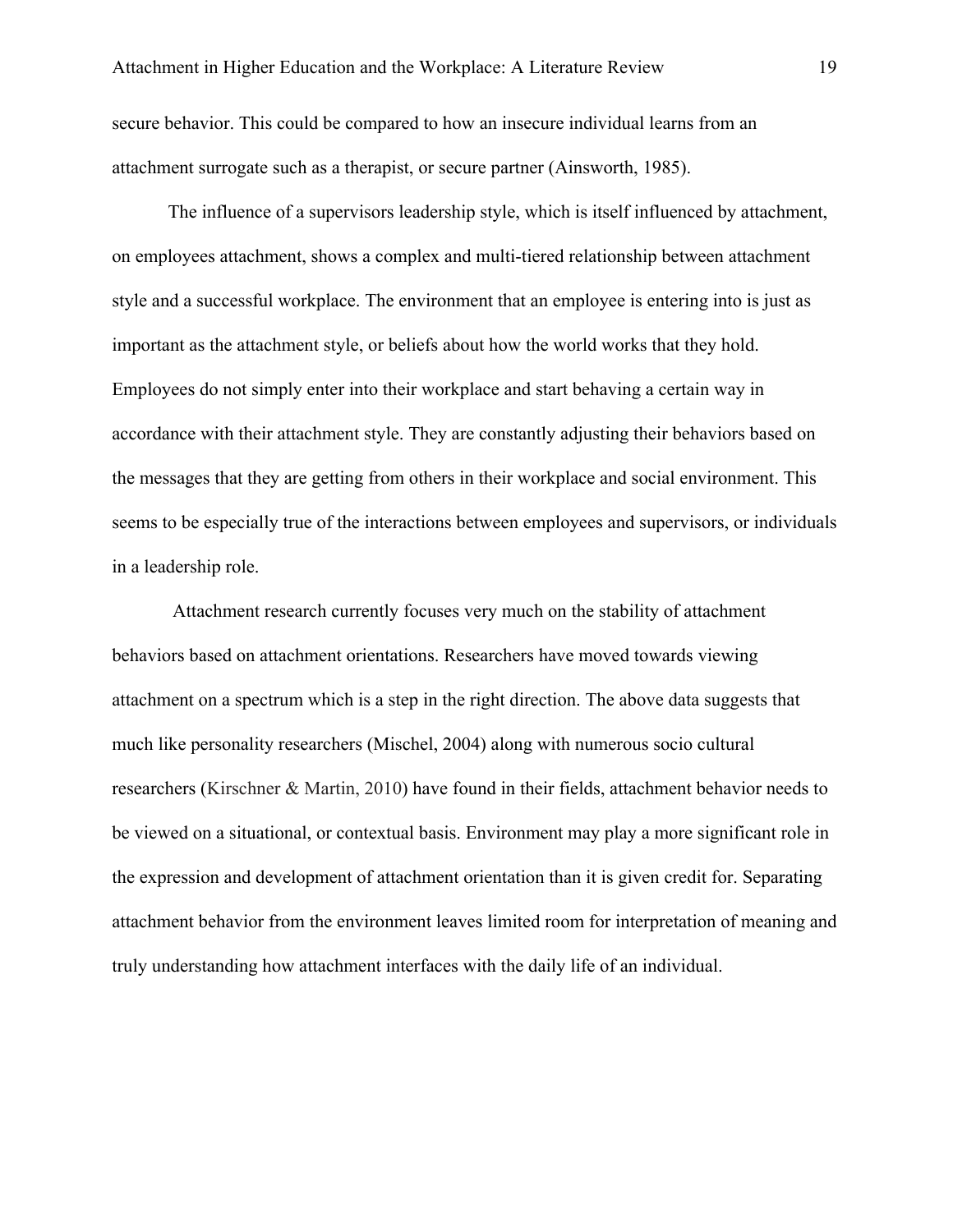secure behavior. This could be compared to how an insecure individual learns from an attachment surrogate such as a therapist, or secure partner (Ainsworth, 1985).

The influence of a supervisors leadership style, which is itself influenced by attachment, on employees attachment, shows a complex and multi-tiered relationship between attachment style and a successful workplace. The environment that an employee is entering into is just as important as the attachment style, or beliefs about how the world works that they hold. Employees do not simply enter into their workplace and start behaving a certain way in accordance with their attachment style. They are constantly adjusting their behaviors based on the messages that they are getting from others in their workplace and social environment. This seems to be especially true of the interactions between employees and supervisors, or individuals in a leadership role.

Attachment research currently focuses very much on the stability of attachment behaviors based on attachment orientations. Researchers have moved towards viewing attachment on a spectrum which is a step in the right direction. The above data suggests that much like personality researchers (Mischel, 2004) along with numerous socio cultural researchers (Kirschner & Martin, 2010) have found in their fields, attachment behavior needs to be viewed on a situational, or contextual basis. Environment may play a more significant role in the expression and development of attachment orientation than it is given credit for. Separating attachment behavior from the environment leaves limited room for interpretation of meaning and truly understanding how attachment interfaces with the daily life of an individual.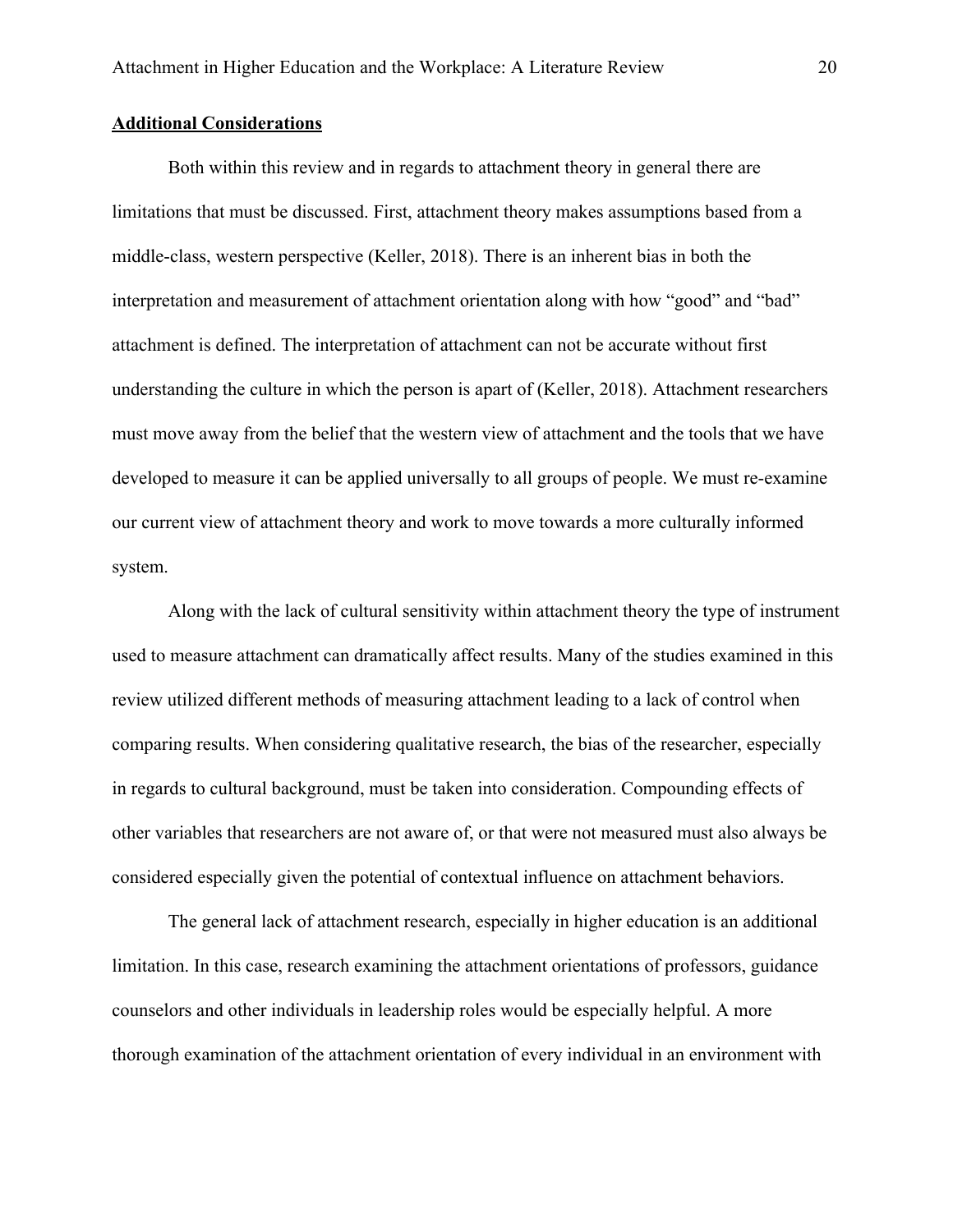## Additional Considerations

Both within this review and in regards to attachment theory in general there are limitations that must be discussed. First, attachment theory makes assumptions based from a middle-class, western perspective (Keller, 2018). There is an inherent bias in both the interpretation and measurement of attachment orientation along with how "good" and "bad" attachment is defined. The interpretation of attachment can not be accurate without first understanding the culture in which the person is apart of (Keller, 2018). Attachment researchers must move away from the belief that the western view of attachment and the tools that we have developed to measure it can be applied universally to all groups of people. We must re-examine our current view of attachment theory and work to move towards a more culturally informed system.

Along with the lack of cultural sensitivity within attachment theory the type of instrument used to measure attachment can dramatically affect results. Many of the studies examined in this review utilized different methods of measuring attachment leading to a lack of control when comparing results. When considering qualitative research, the bias of the researcher, especially in regards to cultural background, must be taken into consideration. Compounding effects of other variables that researchers are not aware of, or that were not measured must also always be considered especially given the potential of contextual influence on attachment behaviors.

The general lack of attachment research, especially in higher education is an additional limitation. In this case, research examining the attachment orientations of professors, guidance counselors and other individuals in leadership roles would be especially helpful. A more thorough examination of the attachment orientation of every individual in an environment with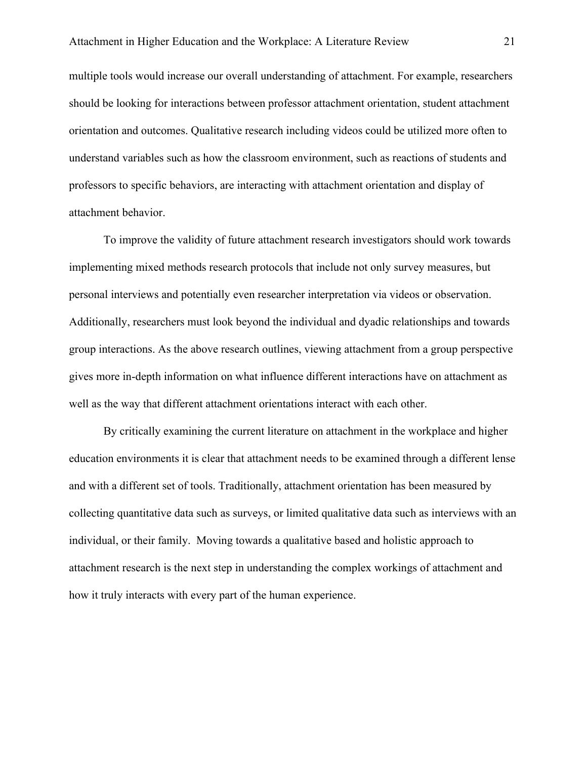multiple tools would increase our overall understanding of attachment. For example, researchers should be looking for interactions between professor attachment orientation, student attachment orientation and outcomes. Qualitative research including videos could be utilized more often to understand variables such as how the classroom environment, such as reactions of students and professors to specific behaviors, are interacting with attachment orientation and display of attachment behavior.

To improve the validity of future attachment research investigators should work towards implementing mixed methods research protocols that include not only survey measures, but personal interviews and potentially even researcher interpretation via videos or observation. Additionally, researchers must look beyond the individual and dyadic relationships and towards group interactions. As the above research outlines, viewing attachment from a group perspective gives more in-depth information on what influence different interactions have on attachment as well as the way that different attachment orientations interact with each other.

By critically examining the current literature on attachment in the workplace and higher education environments it is clear that attachment needs to be examined through a different lense and with a different set of tools. Traditionally, attachment orientation has been measured by collecting quantitative data such as surveys, or limited qualitative data such as interviews with an individual, or their family. Moving towards a qualitative based and holistic approach to attachment research is the next step in understanding the complex workings of attachment and how it truly interacts with every part of the human experience.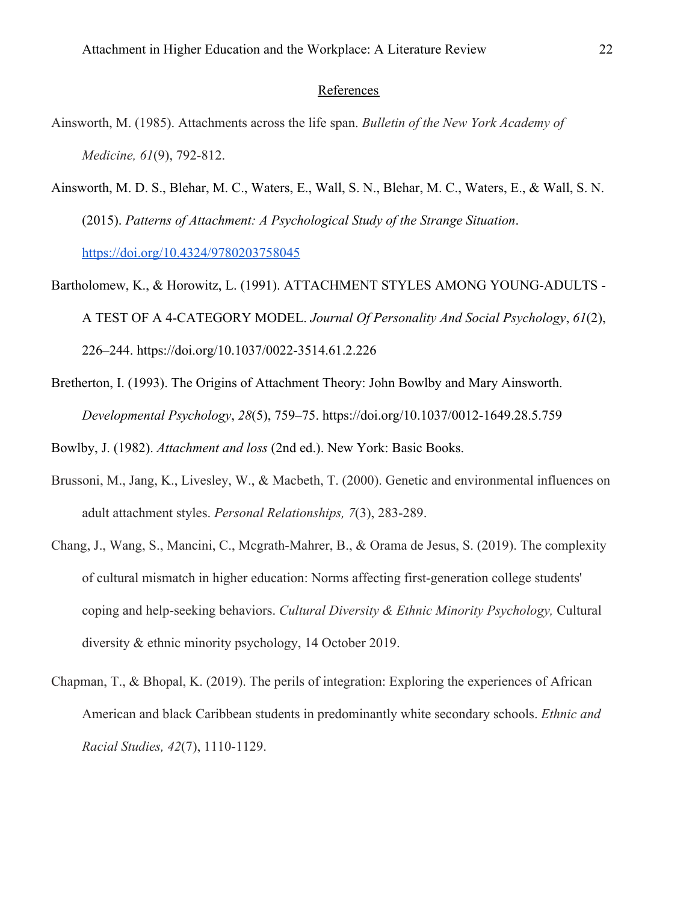## References

Ainsworth, M. (1985). Attachments across the life span. *Bulletin of the New York Academy of Medicine, 61*(9), 792-812.

Ainsworth, M. D. S., Blehar, M. C., Waters, E., Wall, S. N., Blehar, M. C., Waters, E., & Wall, S. N. (2015). *Patterns of Attachment: A Psychological Study of the Strange Situation*. https://doi.org/10.4324/9780203758045

Bartholomew, K., & Horowitz, L. (1991). ATTACHMENT STYLES AMONG YOUNG-ADULTS - A TEST OF A 4-CATEGORY MODEL. *Journal Of Personality And Social Psychology*, *61*(2), 226–244. https://doi.org/10.1037/0022-3514.61.2.226

Bretherton, I. (1993). The Origins of Attachment Theory: John Bowlby and Mary Ainsworth. *Developmental Psychology*, *28*(5), 759–75. https://doi.org/10.1037/0012-1649.28.5.759

Bowlby, J. (1982). *Attachment and loss* (2nd ed.). New York: Basic Books.

Brussoni, M., Jang, K., Livesley, W., & Macbeth, T. (2000). Genetic and environmental influences on adult attachment styles. *Personal Relationships, 7*(3), 283-289.

Chang, J., Wang, S., Mancini, C., Mcgrath-Mahrer, B., & Orama de Jesus, S. (2019). The complexity of cultural mismatch in higher education: Norms affecting first-generation college students' coping and help-seeking behaviors. *Cultural Diversity & Ethnic Minority Psychology,* Cultural diversity & ethnic minority psychology, 14 October 2019.

Chapman, T., & Bhopal, K. (2019). The perils of integration: Exploring the experiences of African American and black Caribbean students in predominantly white secondary schools. *Ethnic and Racial Studies, 42*(7), 1110-1129.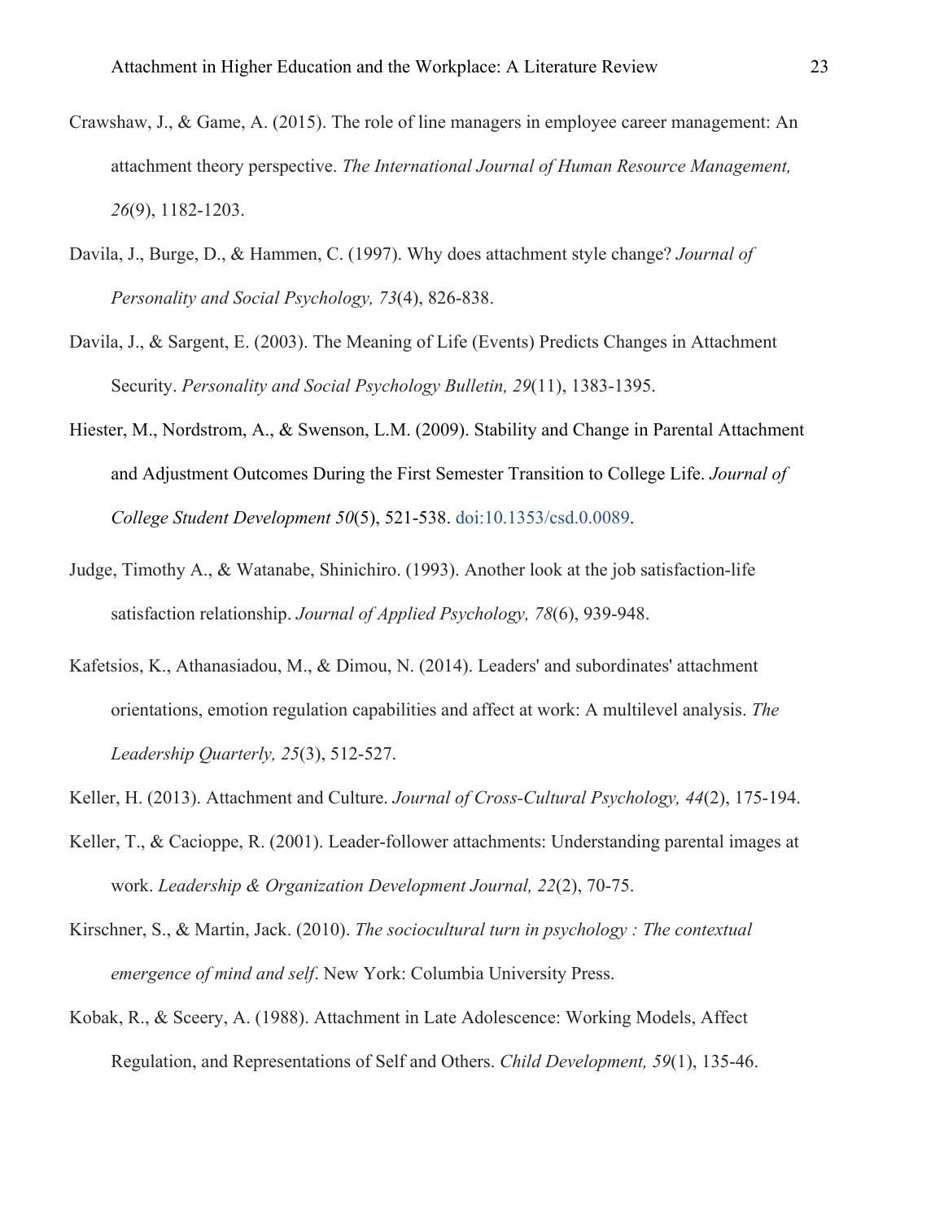Crawshaw, J., & Game, A. (2015). The role of line managers in employee career management: An attachment theory perspective. *The International Journal of Human Resource Management, 26*(9), 1182-1203.

Davila, J., Burge, D., & Hammen, C. (1997). Why does attachment style change? *Journal of Personality and Social Psychology, 73*(4), 826-838.

Davila, J., & Sargent, E. (2003). The Meaning of Life (Events) Predicts Changes in Attachment Security. *Personality and Social Psychology Bulletin, 29*(11), 1383-1395.

Hiester, M., Nordstrom, A., & Swenson, L.M. (2009). Stability and Change in Parental Attachment and Adjustment Outcomes During the First Semester Transition to College Life. *Journal of College Student Development 50*(5), 521-538. doi:10.1353/csd.0.0089.

Judge, Timothy A., & Watanabe, Shinichiro. (1993). Another look at the job satisfaction-life satisfaction relationship. *Journal of Applied Psychology, 78*(6), 939-948.

Kafetsios, K., Athanasiadou, M., & Dimou, N. (2014). Leaders' and subordinates' attachment orientations, emotion regulation capabilities and affect at work: A multilevel analysis. *The Leadership Quarterly, 25*(3), 512-527.

Keller, H. (2013). Attachment and Culture. *Journal of Cross-Cultural Psychology, 44*(2), 175-194.

Keller, T., & Cacioppe, R. (2001). Leader-follower attachments: Understanding parental images at work. *Leadership & Organization Development Journal, 22*(2), 70-75.

Kirschner, S., & Martin, Jack. (2010). *The sociocultural turn in psychology : The contextual emergence of mind and self*. New York: Columbia University Press.

Kobak, R., & Sceery, A. (1988). Attachment in Late Adolescence: Working Models, Affect Regulation, and Representations of Self and Others. *Child Development, 59*(1), 135-46.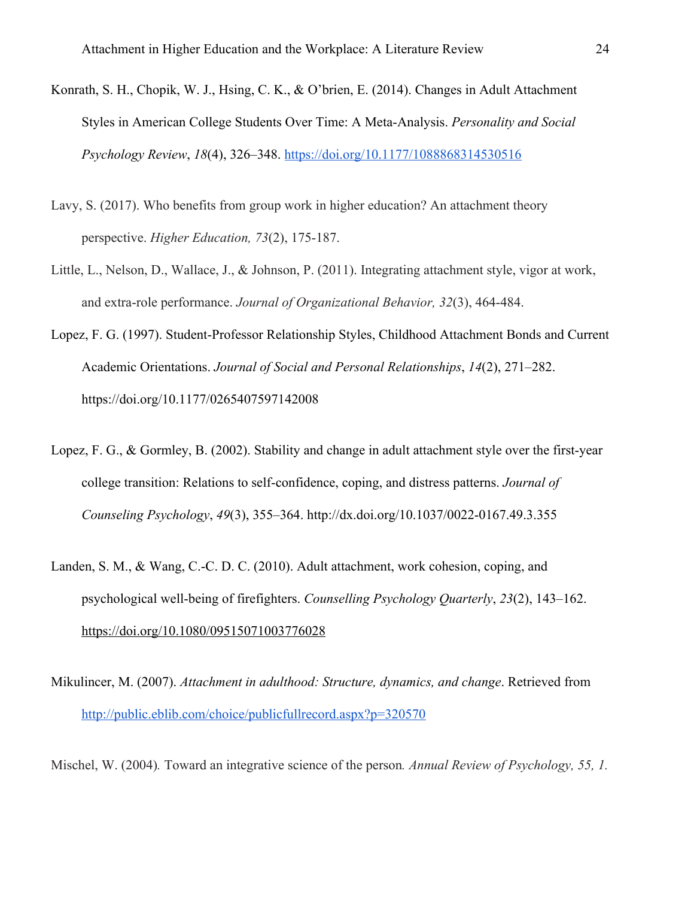Konrath, S. H., Chopik, W. J., Hsing, C. K., & O'brien, E. (2014). Changes in Adult Attachment Styles in American College Students Over Time: A Meta-Analysis. *Personality and Social Psychology Review*, *18*(4), 326–348. https://doi.org/10.1177/1088868314530516

Lavy, S. (2017). Who benefits from group work in higher education? An attachment theory perspective. *Higher Education, 73*(2), 175-187.

Little, L., Nelson, D., Wallace, J., & Johnson, P. (2011). Integrating attachment style, vigor at work, and extra-role performance. *Journal of Organizational Behavior, 32*(3), 464-484.

Lopez, F. G. (1997). Student-Professor Relationship Styles, Childhood Attachment Bonds and Current Academic Orientations. *Journal of Social and Personal Relationships*, *14*(2), 271–282. https://doi.org/10.1177/0265407597142008

Lopez, F. G., & Gormley, B. (2002). Stability and change in adult attachment style over the first-year college transition: Relations to self-confidence, coping, and distress patterns. *Journal of Counseling Psychology*, *49*(3), 355–364. http://dx.doi.org/10.1037/0022-0167.49.3.355

Landen, S. M., & Wang, C.-C. D. C. (2010). Adult attachment, work cohesion, coping, and psychological well-being of firefighters. *Counselling Psychology Quarterly*, *23*(2), 143–162. https://doi.org/10.1080/09515071003776028

Mikulincer, M. (2007). *Attachment in adulthood: Structure, dynamics, and change*. Retrieved from http://public.eblib.com/choice/publicfullrecord.aspx?p=320570

Mischel, W. (2004). Toward an integrative science of the person. *Annual Review of Psychology, 55, 1.*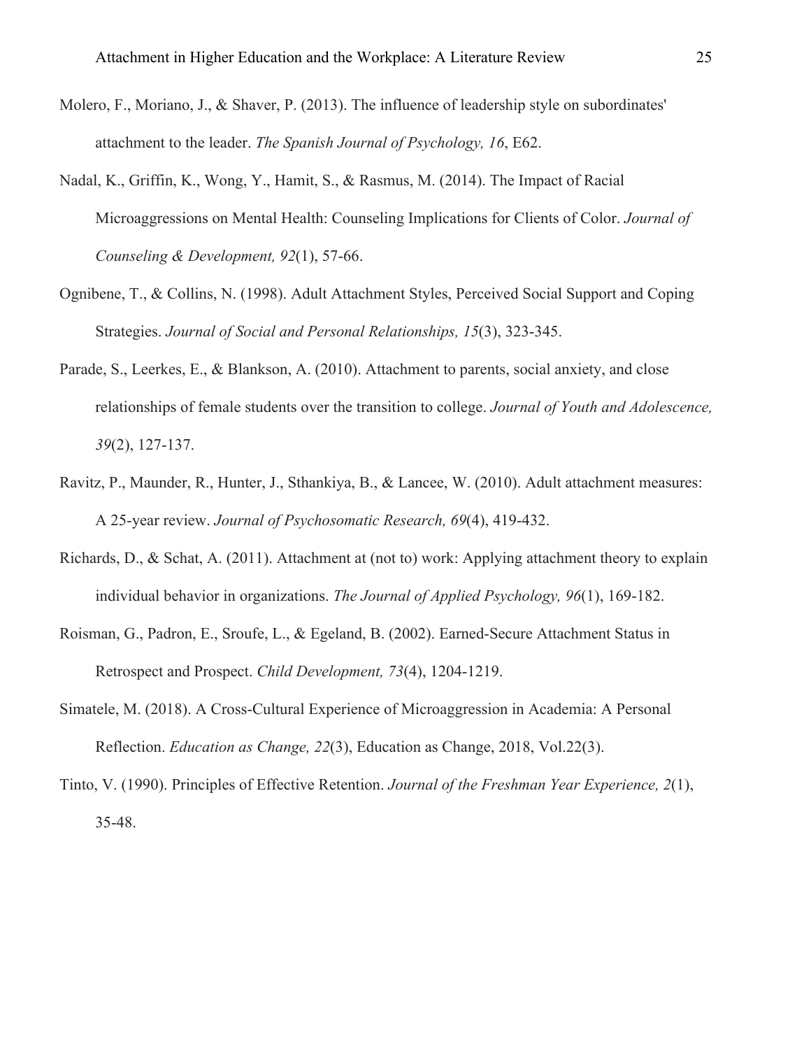Molero, F., Moriano, J., & Shaver, P. (2013). The influence of leadership style on subordinates' attachment to the leader. *The Spanish Journal of Psychology, 16*, E62.

Nadal, K., Griffin, K., Wong, Y., Hamit, S., & Rasmus, M. (2014). The Impact of Racial Microaggressions on Mental Health: Counseling Implications for Clients of Color. *Journal of Counseling & Development, 92*(1), 57-66.

Ognibene, T., & Collins, N. (1998). Adult Attachment Styles, Perceived Social Support and Coping Strategies. *Journal of Social and Personal Relationships, 15*(3), 323-345.

Parade, S., Leerkes, E., & Blankson, A. (2010). Attachment to parents, social anxiety, and close relationships of female students over the transition to college. *Journal of Youth and Adolescence, 39*(2), 127-137.

Ravitz, P., Maunder, R., Hunter, J., Sthankiya, B., & Lancee, W. (2010). Adult attachment measures: A 25-year review. *Journal of Psychosomatic Research, 69*(4), 419-432.

Richards, D., & Schat, A. (2011). Attachment at (not to) work: Applying attachment theory to explain individual behavior in organizations. *The Journal of Applied Psychology, 96*(1), 169-182.

Roisman, G., Padron, E., Sroufe, L., & Egeland, B. (2002). Earned-Secure Attachment Status in Retrospect and Prospect. *Child Development, 73*(4), 1204-1219.

Simatele, M. (2018). A Cross-Cultural Experience of Microaggression in Academia: A Personal Reflection. *Education as Change, 22*(3), Education as Change, 2018, Vol.22(3).

Tinto, V. (1990). Principles of Effective Retention. *Journal of the Freshman Year Experience, 2*(1), 35-48.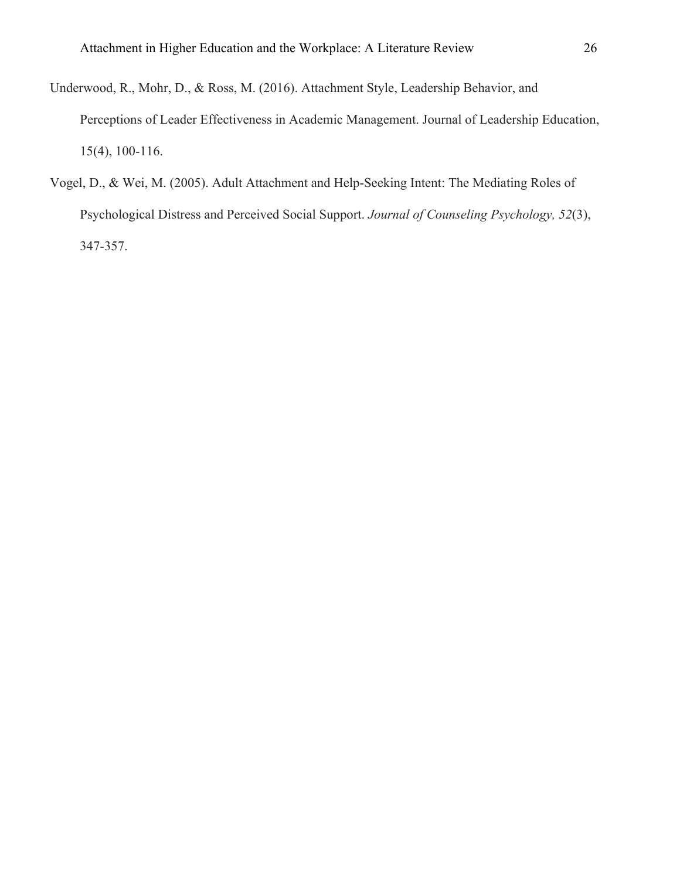Underwood, R., Mohr, D., & Ross, M. (2016). Attachment Style, Leadership Behavior, and Perceptions of Leader Effectiveness in Academic Management. Journal of Leadership Education, 15(4), 100-116.

Vogel, D., & Wei, M. (2005). Adult Attachment and Help-Seeking Intent: The Mediating Roles of Psychological Distress and Perceived Social Support. *Journal of Counseling Psychology, 52*(3), 347-357.